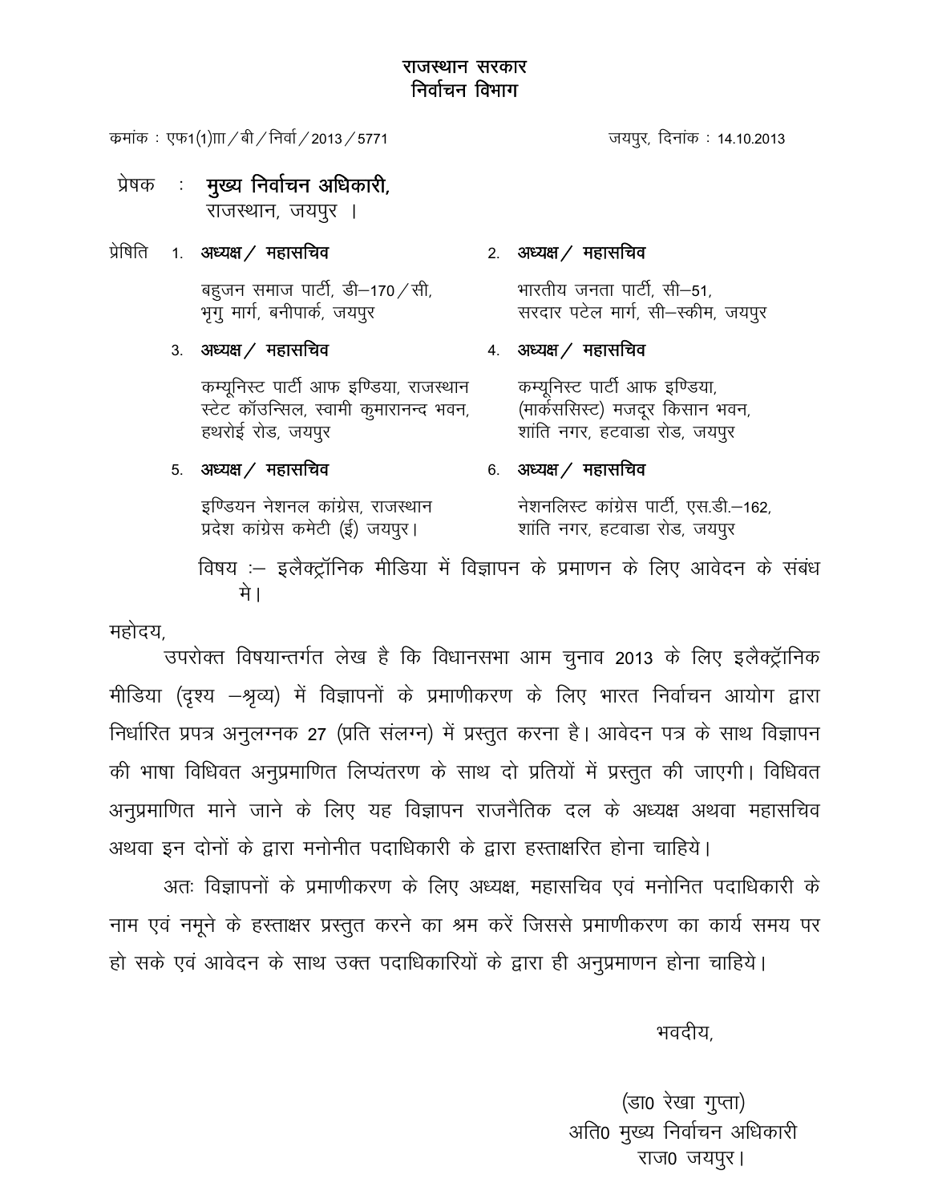# राजस्थान सरकार
## निर्वाचन विभाग

क्रमांक : एफ1(1)III / बी / निर्वा / 2013 / 5771 — जयपुर, दिनांक : 14.10.2013

प्रेषक : **मुख्य निर्वाचन अधिकारी,**
राजस्थान, जयपुर ।

प्रेषिति

1. **अध्यक्ष / महासचिव**
   बहुजन समाज पार्टी, डी–170 / सी,
   भृगु मार्ग, बनीपार्क, जयपुर
2. **अध्यक्ष / महासचिव**
   भारतीय जनता पार्टी, सी–51,
   सरदार पटेल मार्ग, सी–स्कीम, जयपुर
3. **अध्यक्ष / महासचिव**
   कम्यूनिस्ट पार्टी आफ इण्डिया, राजस्थान स्टेट कॉउन्सिल, स्वामी कुमारानन्द भवन, हथरोई रोड, जयपुर
4. **अध्यक्ष / महासचिव**
   कम्यूनिस्ट पार्टी आफ इण्डिया, (मार्कससिस्ट) मजदूर किसान भवन, शांति नगर, हटवाडा रोड, जयपुर
5. **अध्यक्ष / महासचिव**
   इण्डियन नेशनल कांग्रेस, राजस्थान प्रदेश कांग्रेस कमेटी (ई) जयपुर।
6. **अध्यक्ष / महासचिव**
   नेशनलिस्ट कांग्रेस पार्टी, एस.डी.–162, शांति नगर, हटवाडा रोड, जयपुर

विषय :– इलैक्ट्रॉनिक मीडिया में विज्ञापन के प्रमाणन के लिए आवेदन के संबंध मे।

महोदय,

उपरोक्त विषयान्तर्गत लेख है कि विधानसभा आम चुनाव 2013 के लिए इलैक्ट्रॉनिक मीडिया (दृश्य –श्रृव्य) में विज्ञापनों के प्रमाणीकरण के लिए भारत निर्वाचन आयोग द्वारा निर्धारित प्रपत्र अनुलग्नक 27 (प्रति संलग्न) में प्रस्तुत करना है। आवेदन पत्र के साथ विज्ञापन की भाषा विधिवत अनुप्रमाणित लिप्यंतरण के साथ दो प्रतियों में प्रस्तुत की जाएगी। विधिवत अनुप्रमाणित माने जाने के लिए यह विज्ञापन राजनैतिक दल के अध्यक्ष अथवा महासचिव अथवा इन दोनों के द्वारा मनोनीत पदाधिकारी के द्वारा हस्ताक्षरित होना चाहिये।

अतः विज्ञापनों के प्रमाणीकरण के लिए अध्यक्ष, महासचिव एवं मनोनित पदाधिकारी के नाम एवं नमूने के हस्ताक्षर प्रस्तुत करने का श्रम करें जिससे प्रमाणीकरण का कार्य समय पर हो सके एवं आवेदन के साथ उक्त पदाधिकारियों के द्वारा ही अनुप्रमाणन होना चाहिये।

भवदीय,

(डा0 रेखा गुप्ता)
अति0 मुख्य निर्वाचन अधिकारी
राज0 जयपुर।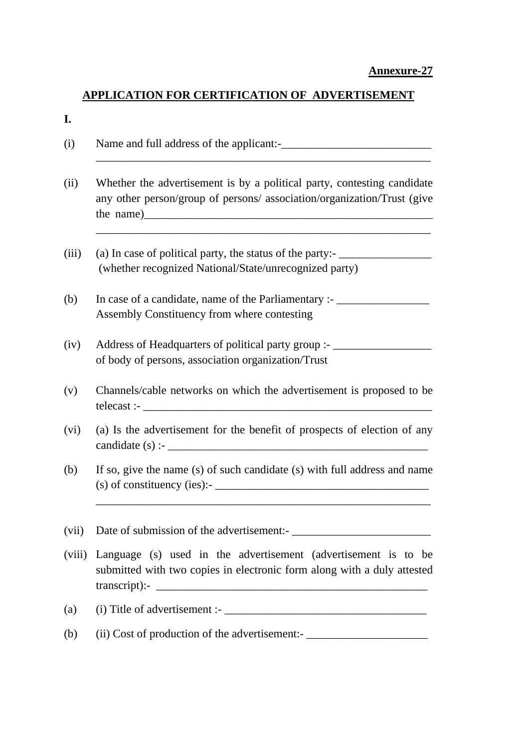**Annexure-27**

## APPLICATION FOR CERTIFICATION OF ADVERTISEMENT

**I.**

(i) Name and full address of the applicant:-__________________________
____________________________________________________________

(ii) Whether the advertisement is by a political party, contesting candidate any other person/group of persons/ association/organization/Trust (give the name)____________________________________________________
____________________________________________________________

(iii) (a) In case of political party, the status of the party:- ________________
(whether recognized National/State/unrecognized party)

(b) In case of a candidate, name of the Parliamentary :- ________________
Assembly Constituency from where contesting

(iv) Address of Headquarters of political party group :- _________________
of body of persons, association organization/Trust

(v) Channels/cable networks on which the advertisement is proposed to be telecast :- ____________________________________________________

(vi) (a) Is the advertisement for the benefit of prospects of election of any candidate (s) :- ______________________________________________

(b) If so, give the name (s) of such candidate (s) with full address and name (s) of constituency (ies):- _____________________________________
____________________________________________________________

(vii) Date of submission of the advertisement:- ________________________

(viii) Language (s) used in the advertisement (advertisement is to be submitted with two copies in electronic form along with a duly attested transcript):- ______________________________________________

(a) (i) Title of advertisement :- ___________________________________

(b) (ii) Cost of production of the advertisement:- _____________________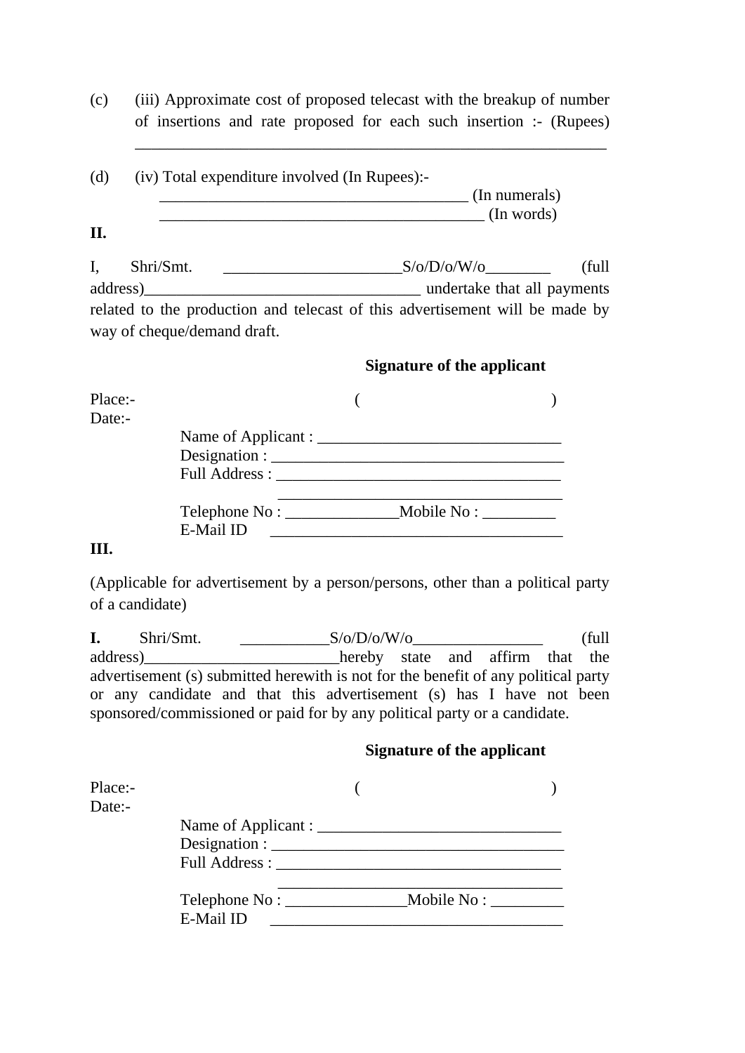(c) (iii) Approximate cost of proposed telecast with the breakup of number of insertions and rate proposed for each such insertion :- (Rupees) ____________________________________________________________

(d) (iv) Total expenditure involved (In Rupees):-
_______________________________________ (In numerals)
_________________________________________ (In words)

**II.**

I, Shri/Smt. ______________________S/o/D/o/W/o________ (full address)__________________________________ undertake that all payments related to the production and telecast of this advertisement will be made by way of cheque/demand draft.

**Signature of the applicant**

Place:- ( )
Date:-

Name of Applicant : ______________________________
Designation : ____________________________________
Full Address : ___________________________________
___________________________________
Telephone No : ______________Mobile No : _________
E-Mail ID ___________________________________

**III.**

(Applicable for advertisement by a person/persons, other than a political party of a candidate)

**I.** Shri/Smt. ___________S/o/D/o/W/o________________ (full address)________________________hereby state and affirm that the advertisement (s) submitted herewith is not for the benefit of any political party or any candidate and that this advertisement (s) has I have not been sponsored/commissioned or paid for by any political party or a candidate.

**Signature of the applicant**

Place:- ( )
Date:-

Name of Applicant : ______________________________
Designation : ____________________________________
Full Address : ___________________________________
___________________________________
Telephone No : _______________Mobile No : _________
E-Mail ID ___________________________________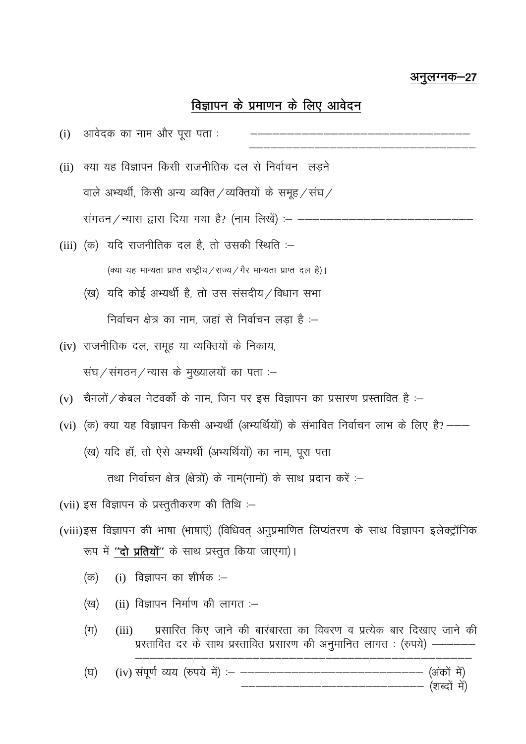<u>अनुलग्नक–27</u>

## <u>विज्ञापन के प्रमाणन के लिए आवेदन</u>

(i) आवेदक का नाम और पूरा पता : ——————————————————————
——————————————————————

(ii) क्या यह विज्ञापन किसी राजनीतिक दल से निर्वाचन लड़ने वाले अभ्यर्थी, किसी अन्य व्यक्ति / व्यक्तियों के समूह / संघ / संगठन / न्यास द्वारा दिया गया है? (नाम लिखें) :– ——————————————————

(iii) (क) यदि राजनीतिक दल है, तो उसकी स्थिति :–

(क्या यह मान्यता प्राप्त राष्ट्रीय / राज्य / गैर मान्यता प्राप्त दल है)।

(ख) यदि कोई अभ्यर्थी है, तो उस संसदीय / विधान सभा निर्वाचन क्षेत्र का नाम, जहां से निर्वाचन लड़ा है :–

(iv) राजनीतिक दल, समूह या व्यक्तियों के निकाय, संघ / संगठन / न्यास के मुख्यालयों का पता :–

(v) चैनलों / केबल नेटवर्को के नाम, जिन पर इस विज्ञापन का प्रसारण प्रस्तावित है :–

(vi) (क) क्या यह विज्ञापन किसी अभ्यर्थी (अभ्यर्थियों) के संभावित निर्वाचन लाभ के लिए है? ———

(ख) यदि हॉ, तो ऐसे अभ्यर्थी (अभ्यर्थियों) का नाम, पूरा पता तथा निर्वाचन क्षेत्र (क्षेत्रों) के नाम(नामों) के साथ प्रदान करें :–

(vii) इस विज्ञापन के प्रस्तुतीकरण की तिथि :–

(viii) इस विज्ञापन की भाषा (भाषाएं) (विधिवत् अनुप्रमाणित लिप्यंतरण के साथ विज्ञापन इलेक्ट्रॉनिक रूप में **<u>"दो प्रतियों"</u>** के साथ प्रस्तुत किया जाएगा)।

(क) (i) विज्ञापन का शीर्षक :–

(ख) (ii) विज्ञापन निर्माण की लागत :–

(ग) (iii) प्रसारित किए जाने की बारंबारता का विवरण व प्रत्येक बार दिखाए जाने की प्रस्तावित दर के साथ प्रस्तावित प्रसारण की अनुमानित लागत : (रुपये) ————————————————————————————

(घ) (iv) संपूर्ण व्यय (रुपये में) :– —————————————— (अंकों में)
—————————————— (शब्दों में)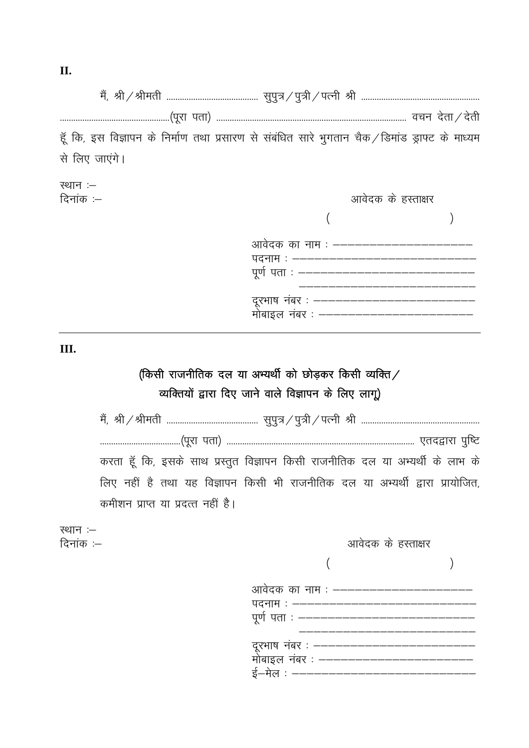**II.**

मैं, श्री/श्रीमती ......................................... सुपुत्र/पुत्री/पत्नी श्री ..................................................... ..................................................(पूरा पता) ..................................................................................... वचन देता/देती हूँ कि, इस विज्ञापन के निर्माण तथा प्रसारण से संबंधित सारे भुगतान चैक/डिमांड ड्राफ्ट के माध्यम से लिए जाएंगे।

स्थान :–

दिनांक :–

आवेदक के हस्ताक्षर

(                              )

आवेदक का नाम : ————————————

पदनाम : ————————————————

पूर्ण पता : ———————————————

———————————————

दूरभाष नंबर : ——————————————

मोबाइल नंबर : —————————————

---

**III.**

**(किसी राजनीतिक दल या अभ्यर्थी को छोड़कर किसी व्यक्ति/व्यक्तियों द्वारा दिए जाने वाले विज्ञापन के लिए लागू)**

मैं, श्री/श्रीमती ......................................... सुपुत्र/पुत्री/पत्नी श्री ..................................................... ......................................(पूरा पता) ..................................................................................... एतदद्वारा पुष्टि करता हूँ कि, इसके साथ प्रस्तुत विज्ञापन किसी राजनीतिक दल या अभ्यर्थी के लाभ के लिए नहीं है तथा यह विज्ञापन किसी भी राजनीतिक दल या अभ्यर्थी द्वारा प्रायोजित, कमीशन प्राप्त या प्रदत्त नहीं है।

स्थान :–

दिनांक :–

आवेदक के हस्ताक्षर

(                              )

आवेदक का नाम : ————————————

पदनाम : ————————————————

पूर्ण पता : ———————————————

———————————————

दूरभाष नंबर : ——————————————

मोबाइल नंबर : —————————————

ई–मेल : ————————————————